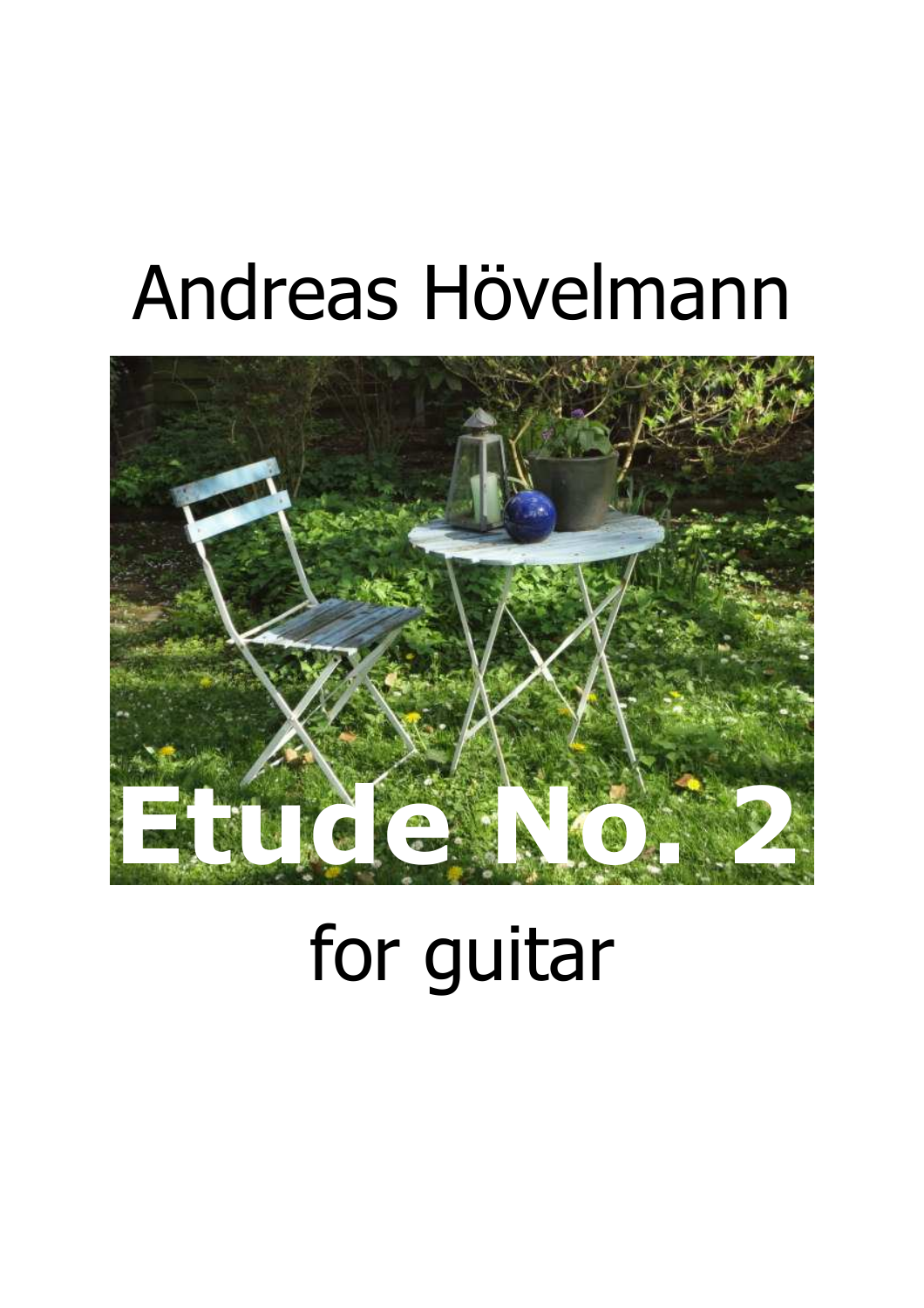# Andreas Hövelmann

# Etude No. 2

## for guitar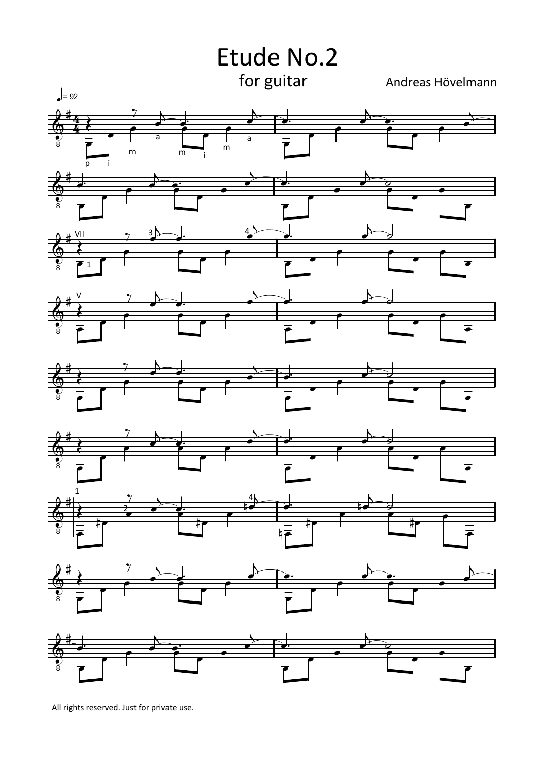# Etude No.2

for guitar

Andreas Hövelmann

All rights reserved. Just for private use.